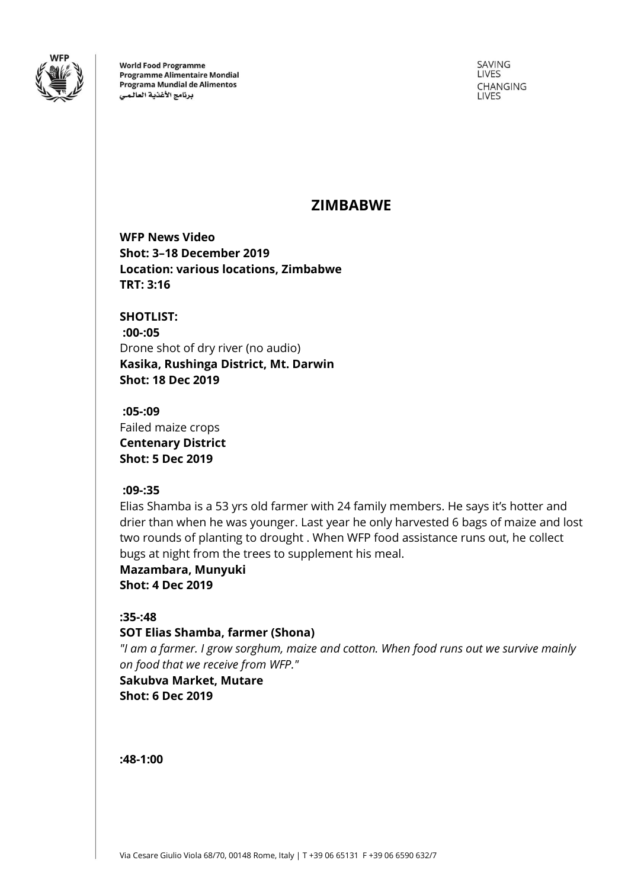World Food Programme
Programme Alimentaire Mondial
Programa Mundial de Alimentos
برنامج الأغذية العالمي

SAVING LIVES
CHANGING LIVES

# ZIMBABWE

**WFP News Video**
**Shot: 3–18 December 2019**
**Location: various locations, Zimbabwe**
**TRT: 3:16**

**SHOTLIST:**
**:00-:05**
Drone shot of dry river (no audio)
**Kasika, Rushinga District, Mt. Darwin**
**Shot: 18 Dec 2019**

**:05-:09**
Failed maize crops
**Centenary District**
**Shot: 5 Dec 2019**

**:09-:35**
Elias Shamba is a 53 yrs old farmer with 24 family members. He says it's hotter and drier than when he was younger. Last year he only harvested 6 bags of maize and lost two rounds of planting to drought . When WFP food assistance runs out, he collect bugs at night from the trees to supplement his meal.
**Mazambara, Munyuki**
**Shot: 4 Dec 2019**

**:35-:48**
**SOT Elias Shamba, farmer (Shona)**
*"I am a farmer. I grow sorghum, maize and cotton. When food runs out we survive mainly on food that we receive from WFP."*
**Sakubva Market, Mutare**
**Shot: 6 Dec 2019**

**:48-1:00**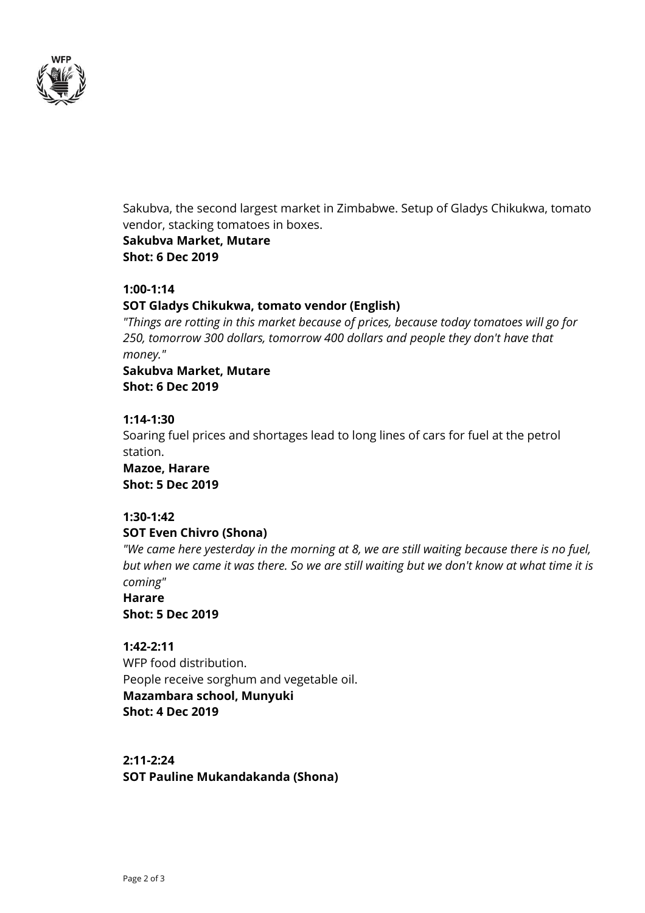Sakubva, the second largest market in Zimbabwe. Setup of Gladys Chikukwa, tomato vendor, stacking tomatoes in boxes.
**Sakubva Market, Mutare**
**Shot: 6 Dec 2019**

**1:00-1:14**
**SOT Gladys Chikukwa, tomato vendor (English)**
*"Things are rotting in this market because of prices, because today tomatoes will go for 250, tomorrow 300 dollars, tomorrow 400 dollars and people they don't have that money."*
**Sakubva Market, Mutare**
**Shot: 6 Dec 2019**

**1:14-1:30**
Soaring fuel prices and shortages lead to long lines of cars for fuel at the petrol station.
**Mazoe, Harare**
**Shot: 5 Dec 2019**

**1:30-1:42**
**SOT Even Chivro (Shona)**
*"We came here yesterday in the morning at 8, we are still waiting because there is no fuel, but when we came it was there. So we are still waiting but we don't know at what time it is coming"*
**Harare**
**Shot: 5 Dec 2019**

**1:42-2:11**
WFP food distribution.
People receive sorghum and vegetable oil.
**Mazambara school, Munyuki**
**Shot: 4 Dec 2019**

**2:11-2:24**
**SOT Pauline Mukandakanda (Shona)**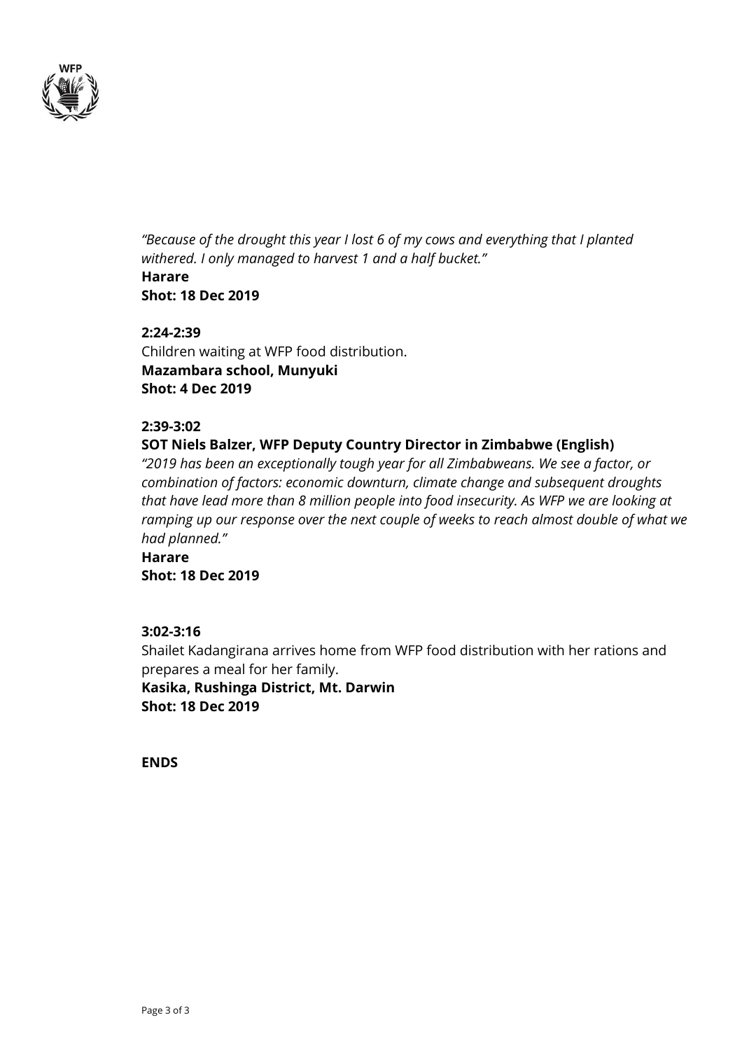*"Because of the drought this year I lost 6 of my cows and everything that I planted withered. I only managed to harvest 1 and a half bucket."*
**Harare**
**Shot: 18 Dec 2019**

**2:24-2:39**
Children waiting at WFP food distribution.
**Mazambara school, Munyuki**
**Shot: 4 Dec 2019**

**2:39-3:02**
**SOT Niels Balzer, WFP Deputy Country Director in Zimbabwe (English)**
*"2019 has been an exceptionally tough year for all Zimbabweans. We see a factor, or combination of factors: economic downturn, climate change and subsequent droughts that have lead more than 8 million people into food insecurity. As WFP we are looking at ramping up our response over the next couple of weeks to reach almost double of what we had planned."*
**Harare**
**Shot: 18 Dec 2019**

**3:02-3:16**
Shailet Kadangirana arrives home from WFP food distribution with her rations and prepares a meal for her family.
**Kasika, Rushinga District, Mt. Darwin**
**Shot: 18 Dec 2019**

**ENDS**